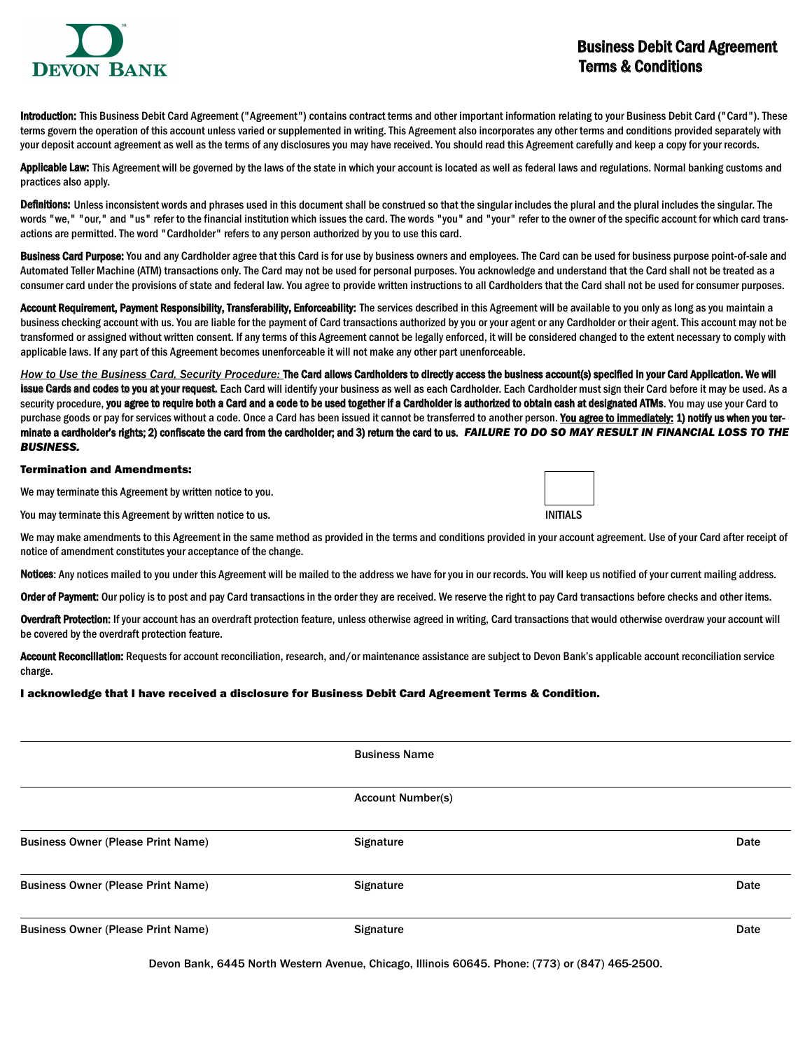DEVON BANK

# Business Debit Card Agreement Terms & Conditions

**Introduction:** This Business Debit Card Agreement ("Agreement") contains contract terms and other important information relating to your Business Debit Card ("Card"). These terms govern the operation of this account unless varied or supplemented in writing. This Agreement also incorporates any other terms and conditions provided separately with your deposit account agreement as well as the terms of any disclosures you may have received. You should read this Agreement carefully and keep a copy for your records.

**Applicable Law:** This Agreement will be governed by the laws of the state in which your account is located as well as federal laws and regulations. Normal banking customs and practices also apply.

**Definitions:** Unless inconsistent words and phrases used in this document shall be construed so that the singular includes the plural and the plural includes the singular. The words "we," "our," and "us" refer to the financial institution which issues the card. The words "you" and "your" refer to the owner of the specific account for which card transactions are permitted. The word "Cardholder" refers to any person authorized by you to use this card.

**Business Card Purpose:** You and any Cardholder agree that this Card is for use by business owners and employees. The Card can be used for business purpose point-of-sale and Automated Teller Machine (ATM) transactions only. The Card may not be used for personal purposes. You acknowledge and understand that the Card shall not be treated as a consumer card under the provisions of state and federal law. You agree to provide written instructions to all Cardholders that the Card shall not be used for consumer purposes.

**Account Requirement, Payment Responsibility, Transferability, Enforceability:** The services described in this Agreement will be available to you only as long as you maintain a business checking account with us. You are liable for the payment of Card transactions authorized by you or your agent or any Cardholder or their agent. This account may not be transformed or assigned without written consent. If any terms of this Agreement cannot be legally enforced, it will be considered changed to the extent necessary to comply with applicable laws. If any part of this Agreement becomes unenforceable it will not make any other part unenforceable.

*How to Use the Business Card, Security Procedure:* **The Card allows Cardholders to directly access the business account(s) specified in your Card Application. We will issue Cards and codes to you at your request.** Each Card will identify your business as well as each Cardholder. Each Cardholder must sign their Card before it may be used. As a security procedure, **you agree to require both a Card and a code to be used together if a Cardholder is authorized to obtain cash at designated ATMs**. You may use your Card to purchase goods or pay for services without a code. Once a Card has been issued it cannot be transferred to another person. **You agree to immediately: 1) notify us when you terminate a cardholder's rights; 2) confiscate the card from the cardholder; and 3) return the card to us.** ***FAILURE TO DO SO MAY RESULT IN FINANCIAL LOSS TO THE BUSINESS.***

**Termination and Amendments:**

We may terminate this Agreement by written notice to you.

You may terminate this Agreement by written notice to us.

INITIALS ______

We may make amendments to this Agreement in the same method as provided in the terms and conditions provided in your account agreement. Use of your Card after receipt of notice of amendment constitutes your acceptance of the change.

**Notices**: Any notices mailed to you under this Agreement will be mailed to the address we have for you in our records. You will keep us notified of your current mailing address.

**Order of Payment:** Our policy is to post and pay Card transactions in the order they are received. We reserve the right to pay Card transactions before checks and other items.

**Overdraft Protection:** If your account has an overdraft protection feature, unless otherwise agreed in writing, Card transactions that would otherwise overdraw your account will be covered by the overdraft protection feature.

**Account Reconciliation:** Requests for account reconciliation, research, and/or maintenance assistance are subject to Devon Bank's applicable account reconciliation service charge.

**I acknowledge that I have received a disclosure for Business Debit Card Agreement Terms & Condition.**

Business Name

Account Number(s)

| Business Owner (Please Print Name) | Signature | Date |
|---|---|---|
| Business Owner (Please Print Name) | Signature | Date |
| Business Owner (Please Print Name) | Signature | Date |

Devon Bank, 6445 North Western Avenue, Chicago, Illinois 60645. Phone: (773) or (847) 465-2500.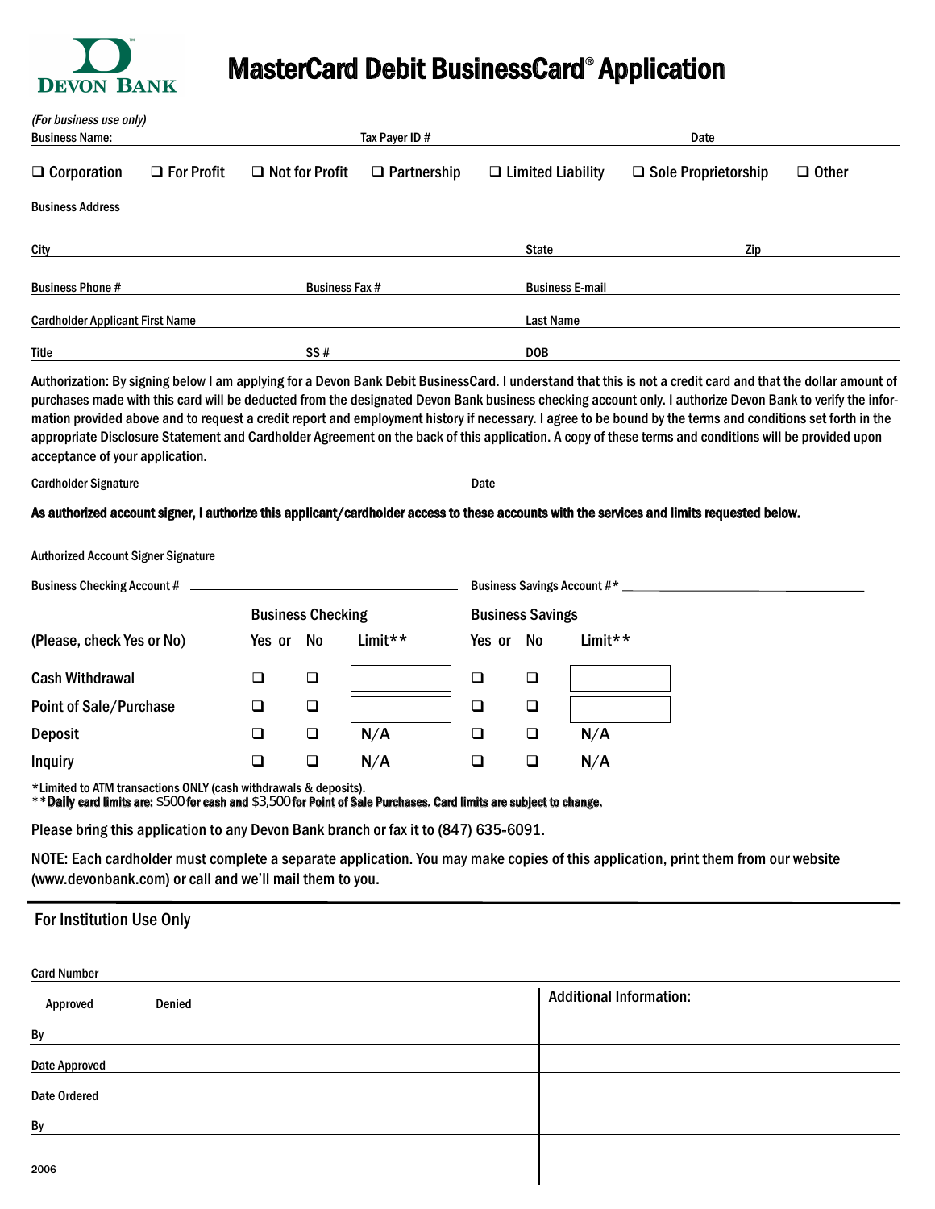DEVON BANK

# MasterCard Debit BusinessCard® Application

*(For business use only)*

Business Name: ____________________ Tax Payer ID # ____________________ Date ____________________

❑ Corporation ❑ For Profit ❑ Not for Profit ❑ Partnership ❑ Limited Liability ❑ Sole Proprietorship ❑ Other

Business Address ____________________

City ____________________ State ____________________ Zip ____________________

Business Phone # ____________________ Business Fax # ____________________ Business E-mail ____________________

Cardholder Applicant First Name ____________________ Last Name ____________________

Title ____________________ SS # ____________________ DOB ____________________

Authorization: By signing below I am applying for a Devon Bank Debit BusinessCard. I understand that this is not a credit card and that the dollar amount of purchases made with this card will be deducted from the designated Devon Bank business checking account only. I authorize Devon Bank to verify the information provided above and to request a credit report and employment history if necessary. I agree to be bound by the terms and conditions set forth in the appropriate Disclosure Statement and Cardholder Agreement on the back of this application. A copy of these terms and conditions will be provided upon acceptance of your application.

Cardholder Signature ____________________ Date ____________________

**As authorized account signer, I authorize this applicant/cardholder access to these accounts with the services and limits requested below.**

Authorized Account Signer Signature ____________________

Business Checking Account # ____________________ Business Savings Account #* ____________________

| | Business Checking | | | Business Savings | | |
|---|---|---|---|---|---|---|
| (Please, check Yes or No) | Yes or | No | Limit** | Yes or | No | Limit** |
| Cash Withdrawal | ❑ | ❑ | | ❑ | ❑ | |
| Point of Sale/Purchase | ❑ | ❑ | | ❑ | ❑ | |
| Deposit | ❑ | ❑ | N/A | ❑ | ❑ | N/A |
| Inquiry | ❑ | ❑ | N/A | ❑ | ❑ | N/A |

*Limited to ATM transactions ONLY (cash withdrawals & deposits).
**Daily card limits are: $500 for cash and $3,500 for Point of Sale Purchases. Card limits are subject to change.**

Please bring this application to any Devon Bank branch or fax it to (847) 635-6091.

NOTE: Each cardholder must complete a separate application. You may make copies of this application, print them from our website (www.devonbank.com) or call and we'll mail them to you.

## For Institution Use Only

Card Number ____________________

Approved Denied

By ____________________

Date Approved ____________________

Date Ordered ____________________

By ____________________

Additional Information:

2006